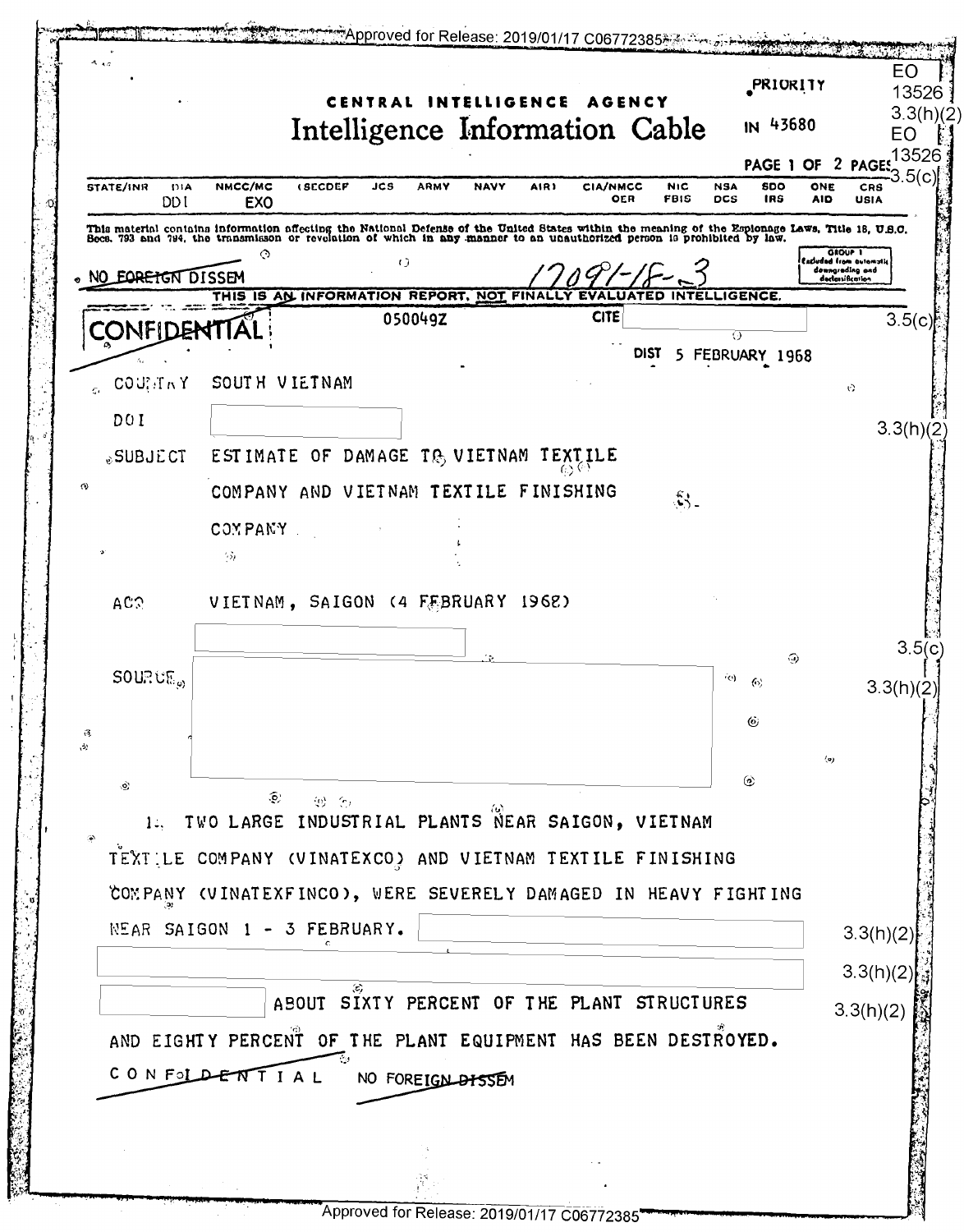Approved for Release: 2019/01/17 C06772385

EO 13526 3.3(h)(2)
EO 13526 3.5(c)

PRIORITY

# CENTRAL INTELLIGENCE AGENCY
# Intelligence Information Cable

IN 43680

PAGE 1 OF 2 PAGES

STATE/INR DIA NMCC/MC (SECDEF JCS ARMY NAVY AIR) CIA/NMCC NIC NSA SDO ONE CRS
DDI EXO OER FBIS DCS IRS AID USIA

This material contains information affecting the National Defense of the United States within the meaning of the Espionage Laws, Title 18, U.S.C. Secs. 793 and 794, the transmission or revelation of which in any manner to an unauthorized person is prohibited by law.

GROUP 1 Excluded from automatic downgrading and declassification

NO FOREIGN DISSEM

17091-18-3

THIS IS AN INFORMATION REPORT, NOT FINALLY EVALUATED INTELLIGENCE.

CONFIDENTIAL

050049Z

CITE [redacted] 3.5(c)

DIST 5 FEBRUARY 1968

COUNTRY SOUTH VIETNAM

DOI [redacted] 3.3(h)(2)

SUBJECT ESTIMATE OF DAMAGE TO VIETNAM TEXTILE COMPANY AND VIETNAM TEXTILE FINISHING COMPANY

ACQ VIETNAM, SAIGON (4 FEBRUARY 1968)

[redacted] 3.5(c)

SOURCE [redacted] 3.3(h)(2)

1. TWO LARGE INDUSTRIAL PLANTS NEAR SAIGON, VIETNAM TEXTILE COMPANY (VINATEXCO) AND VIETNAM TEXTILE FINISHING COMPANY (VINATEXFINCO), WERE SEVERELY DAMAGED IN HEAVY FIGHTING NEAR SAIGON 1 - 3 FEBRUARY. [redacted] 3.3(h)(2) [redacted] 3.3(h)(2) [redacted] 3.3(h)(2) ABOUT SIXTY PERCENT OF THE PLANT STRUCTURES AND EIGHTY PERCENT OF THE PLANT EQUIPMENT HAS BEEN DESTROYED.

CONFIDENTIAL NO FOREIGN DISSEM

Approved for Release: 2019/01/17 C06772385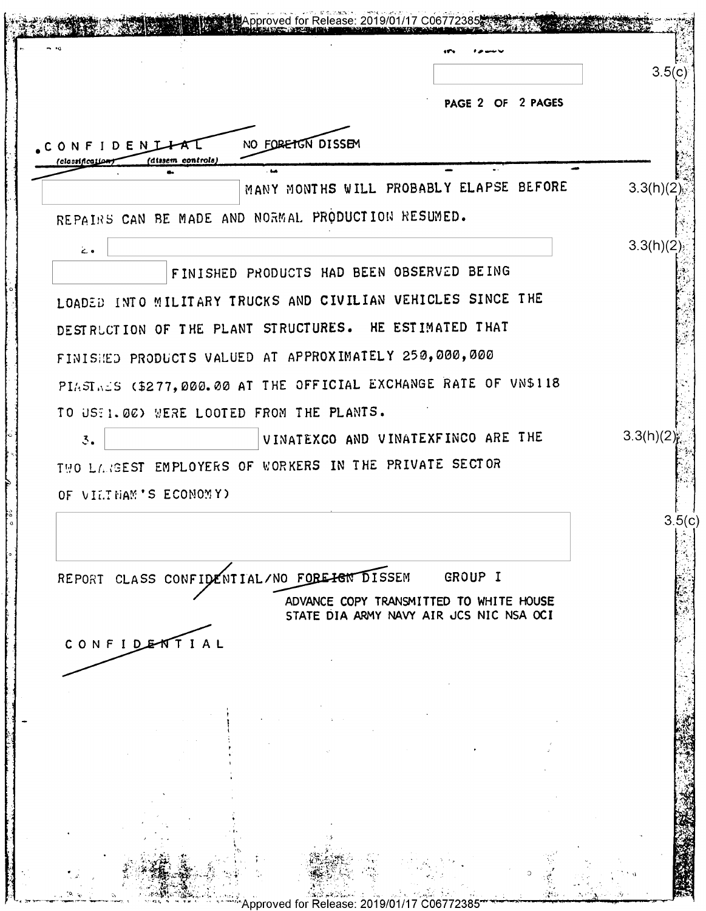CONFIDENTIAL NO FOREIGN DISSEM

(classification) (dissem controls)

MANY MONTHS WILL PROBABLY ELAPSE BEFORE REPAIRS CAN BE MADE AND NORMAL PRODUCTION RESUMED.

2\. FINISHED PRODUCTS HAD BEEN OBSERVED BEING LOADED INTO MILITARY TRUCKS AND CIVILIAN VEHICLES SINCE THE DESTRUCTION OF THE PLANT STRUCTURES. HE ESTIMATED THAT FINISHED PRODUCTS VALUED AT APPROXIMATELY 250,000,000 PIASTRES ($277,000.00 AT THE OFFICIAL EXCHANGE RATE OF VN$118 TO US$1.00) WERE LOOTED FROM THE PLANTS.

3\. VINATEXCO AND VINATEXFINCO ARE THE TWO LARGEST EMPLOYERS OF WORKERS IN THE PRIVATE SECTOR OF VIETNAM'S ECONOMY)

REPORT CLASS CONFIDENTIAL/NO FOREIGN DISSEM GROUP I

ADVANCE COPY TRANSMITTED TO WHITE HOUSE STATE DIA ARMY NAVY AIR JCS NIC NSA OCI

CONFIDENTIAL